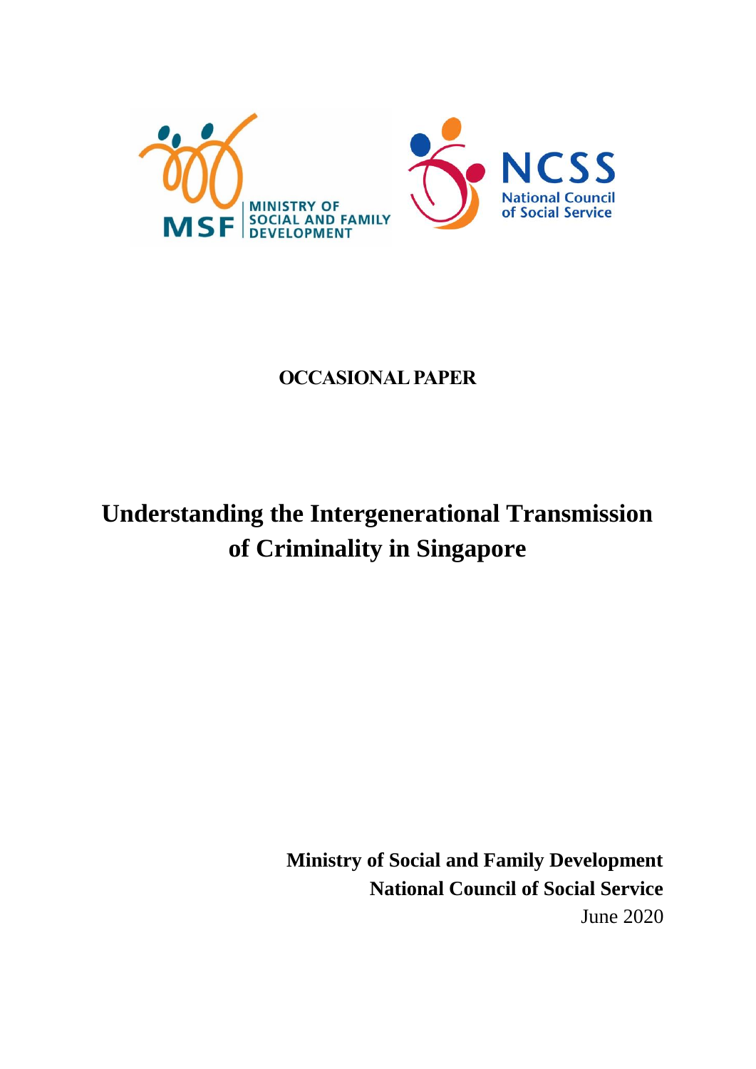**OCCASIONAL PAPER**

# Understanding the Intergenerational Transmission of Criminality in Singapore

**Ministry of Social and Family Development**
**National Council of Social Service**
June 2020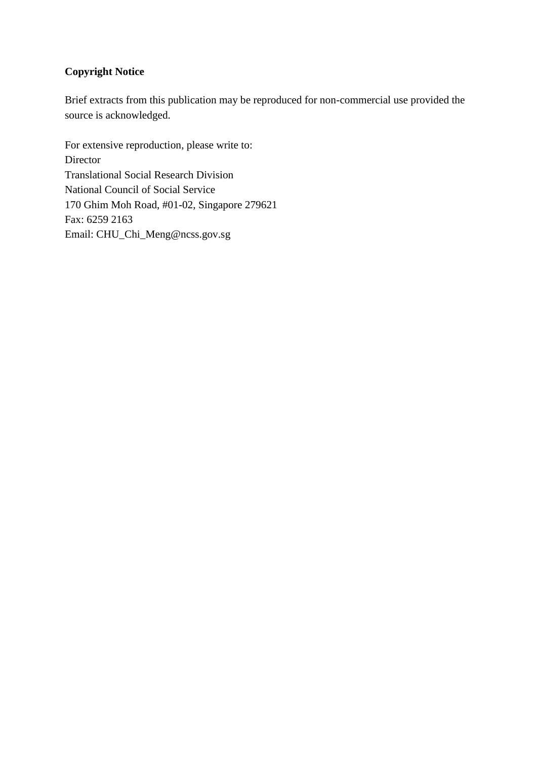**Copyright Notice**

Brief extracts from this publication may be reproduced for non-commercial use provided the source is acknowledged.

For extensive reproduction, please write to:
Director
Translational Social Research Division
National Council of Social Service
170 Ghim Moh Road, #01-02, Singapore 279621
Fax: 6259 2163
Email: CHU_Chi_Meng@ncss.gov.sg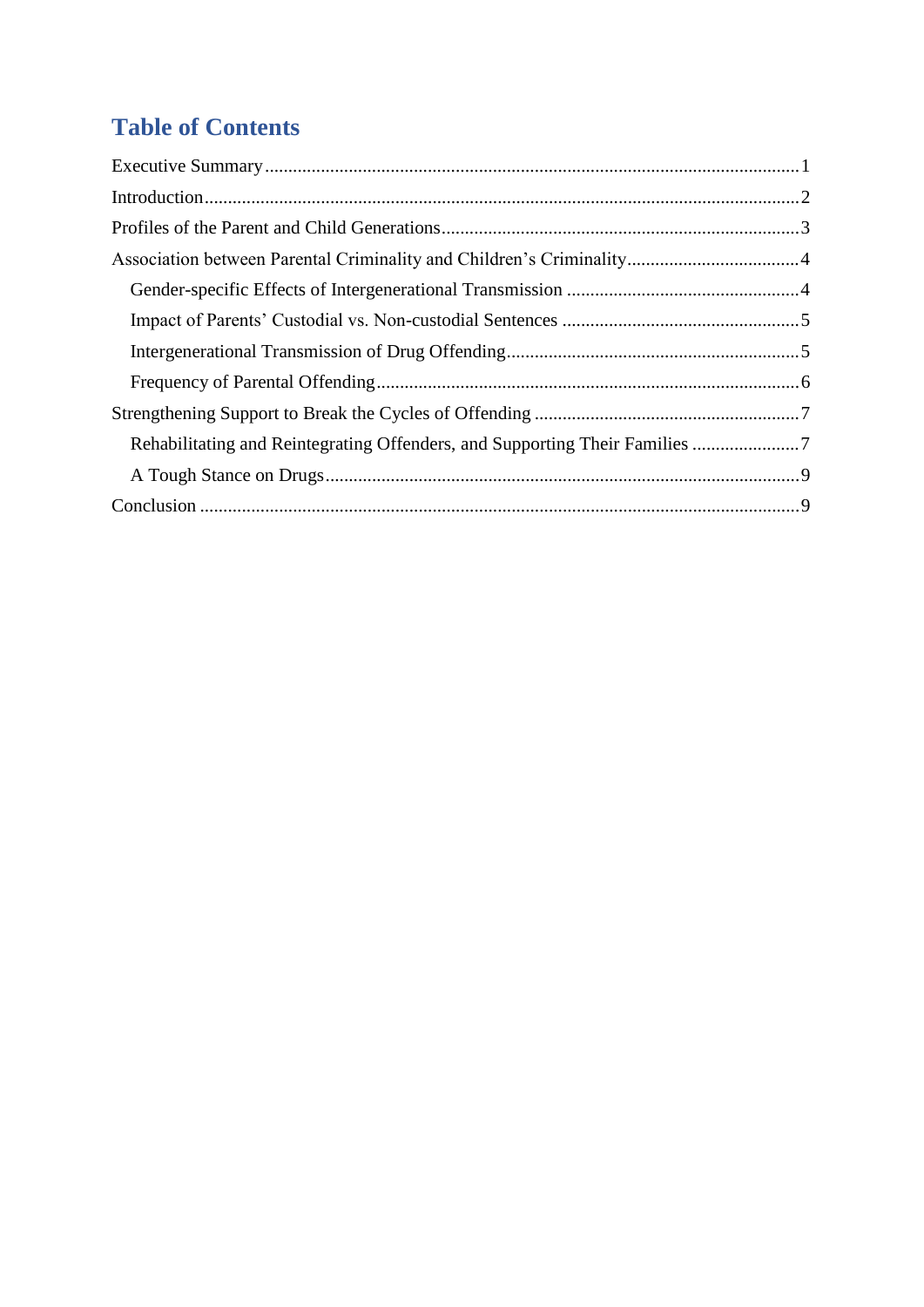# Table of Contents

Executive Summary ........................................ 1

Introduction ........................................ 2

Profiles of the Parent and Child Generations ........................................ 3

Association between Parental Criminality and Children's Criminality ........................................ 4

- Gender-specific Effects of Intergenerational Transmission ........................................ 4
- Impact of Parents' Custodial vs. Non-custodial Sentences ........................................ 5
- Intergenerational Transmission of Drug Offending ........................................ 5
- Frequency of Parental Offending ........................................ 6

Strengthening Support to Break the Cycles of Offending ........................................ 7

- Rehabilitating and Reintegrating Offenders, and Supporting Their Families ........................................ 7
- A Tough Stance on Drugs ........................................ 9

Conclusion ........................................ 9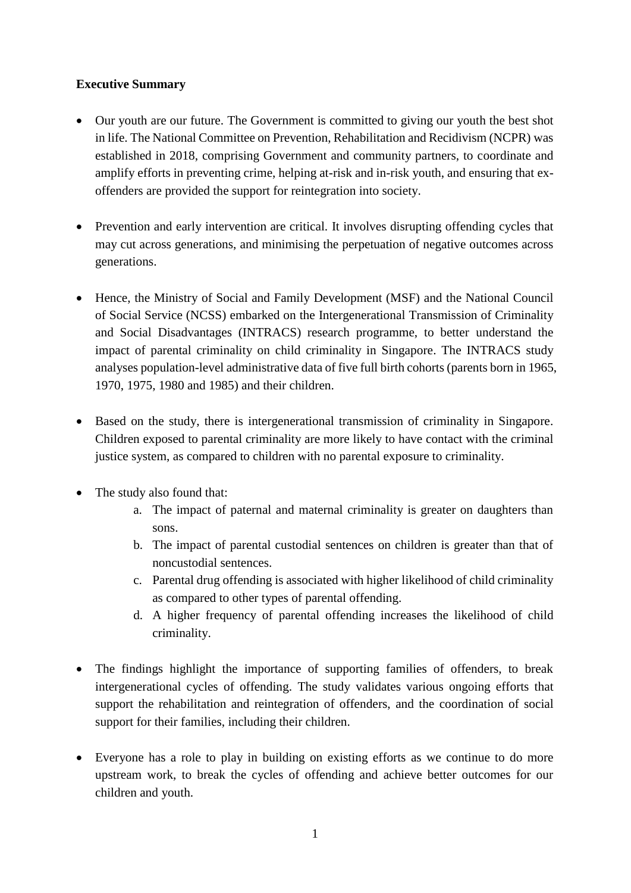**Executive Summary**

- Our youth are our future. The Government is committed to giving our youth the best shot in life. The National Committee on Prevention, Rehabilitation and Recidivism (NCPR) was established in 2018, comprising Government and community partners, to coordinate and amplify efforts in preventing crime, helping at-risk and in-risk youth, and ensuring that ex-offenders are provided the support for reintegration into society.

- Prevention and early intervention are critical. It involves disrupting offending cycles that may cut across generations, and minimising the perpetuation of negative outcomes across generations.

- Hence, the Ministry of Social and Family Development (MSF) and the National Council of Social Service (NCSS) embarked on the Intergenerational Transmission of Criminality and Social Disadvantages (INTRACS) research programme, to better understand the impact of parental criminality on child criminality in Singapore. The INTRACS study analyses population-level administrative data of five full birth cohorts (parents born in 1965, 1970, 1975, 1980 and 1985) and their children.

- Based on the study, there is intergenerational transmission of criminality in Singapore. Children exposed to parental criminality are more likely to have contact with the criminal justice system, as compared to children with no parental exposure to criminality.

- The study also found that:
    a. The impact of paternal and maternal criminality is greater on daughters than sons.
    b. The impact of parental custodial sentences on children is greater than that of noncustodial sentences.
    c. Parental drug offending is associated with higher likelihood of child criminality as compared to other types of parental offending.
    d. A higher frequency of parental offending increases the likelihood of child criminality.

- The findings highlight the importance of supporting families of offenders, to break intergenerational cycles of offending. The study validates various ongoing efforts that support the rehabilitation and reintegration of offenders, and the coordination of social support for their families, including their children.

- Everyone has a role to play in building on existing efforts as we continue to do more upstream work, to break the cycles of offending and achieve better outcomes for our children and youth.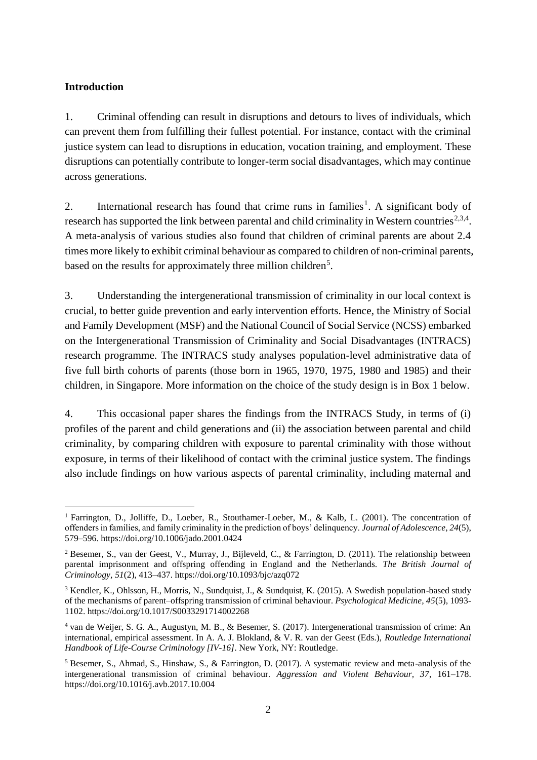**Introduction**

1. Criminal offending can result in disruptions and detours to lives of individuals, which can prevent them from fulfilling their fullest potential. For instance, contact with the criminal justice system can lead to disruptions in education, vocation training, and employment. These disruptions can potentially contribute to longer-term social disadvantages, which may continue across generations.

2. International research has found that crime runs in families[1]. A significant body of research has supported the link between parental and child criminality in Western countries[2,3,4]. A meta-analysis of various studies also found that children of criminal parents are about 2.4 times more likely to exhibit criminal behaviour as compared to children of non-criminal parents, based on the results for approximately three million children[5].

3. Understanding the intergenerational transmission of criminality in our local context is crucial, to better guide prevention and early intervention efforts. Hence, the Ministry of Social and Family Development (MSF) and the National Council of Social Service (NCSS) embarked on the Intergenerational Transmission of Criminality and Social Disadvantages (INTRACS) research programme. The INTRACS study analyses population-level administrative data of five full birth cohorts of parents (those born in 1965, 1970, 1975, 1980 and 1985) and their children, in Singapore. More information on the choice of the study design is in Box 1 below.

4. This occasional paper shares the findings from the INTRACS Study, in terms of (i) profiles of the parent and child generations and (ii) the association between parental and child criminality, by comparing children with exposure to parental criminality with those without exposure, in terms of their likelihood of contact with the criminal justice system. The findings also include findings on how various aspects of parental criminality, including maternal and

---

[1] Farrington, D., Jolliffe, D., Loeber, R., Stouthamer-Loeber, M., & Kalb, L. (2001). The concentration of offenders in families, and family criminality in the prediction of boys' delinquency. *Journal of Adolescence, 24*(5), 579–596. https://doi.org/10.1006/jado.2001.0424

[2] Besemer, S., van der Geest, V., Murray, J., Bijleveld, C., & Farrington, D. (2011). The relationship between parental imprisonment and offspring offending in England and the Netherlands. *The British Journal of Criminology, 51*(2), 413–437. https://doi.org/10.1093/bjc/azq072

[3] Kendler, K., Ohlsson, H., Morris, N., Sundquist, J., & Sundquist, K. (2015). A Swedish population-based study of the mechanisms of parent–offspring transmission of criminal behaviour. *Psychological Medicine, 45*(5), 1093-1102. https://doi.org/10.1017/S0033291714002268

[4] van de Weijer, S. G. A., Augustyn, M. B., & Besemer, S. (2017). Intergenerational transmission of crime: An international, empirical assessment. In A. A. J. Blokland, & V. R. van der Geest (Eds.), *Routledge International Handbook of Life-Course Criminology [IV-16]*. New York, NY: Routledge.

[5] Besemer, S., Ahmad, S., Hinshaw, S., & Farrington, D. (2017). A systematic review and meta-analysis of the intergenerational transmission of criminal behaviour. *Aggression and Violent Behaviour, 37*, 161–178. https://doi.org/10.1016/j.avb.2017.10.004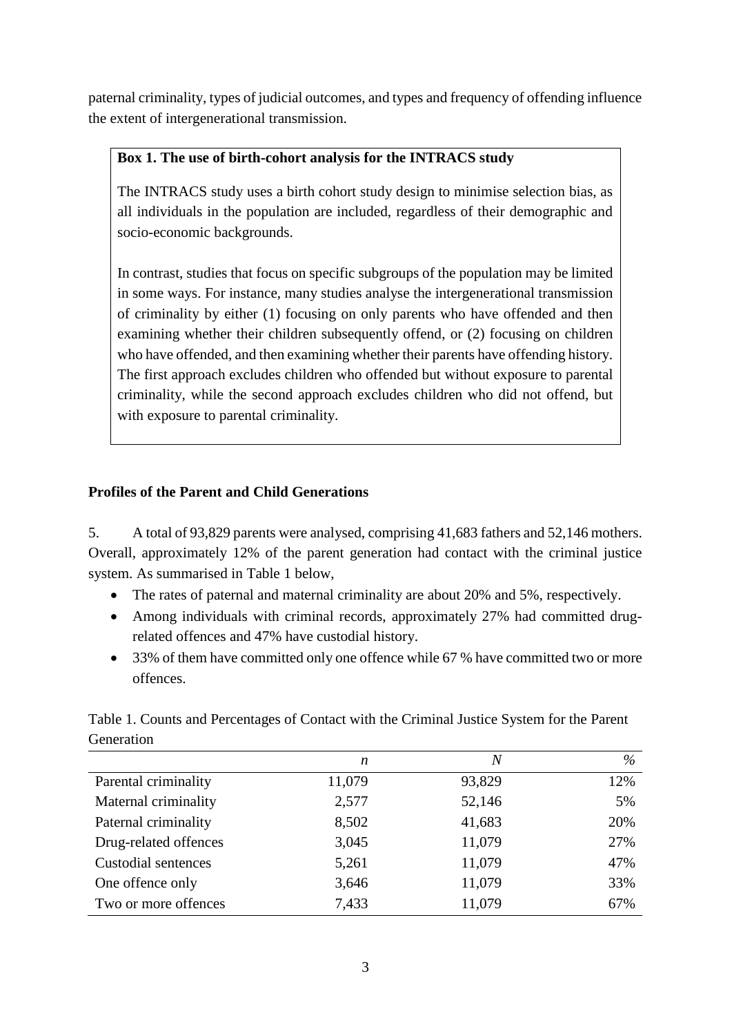paternal criminality, types of judicial outcomes, and types and frequency of offending influence the extent of intergenerational transmission.

> **Box 1. The use of birth-cohort analysis for the INTRACS study**
>
> The INTRACS study uses a birth cohort study design to minimise selection bias, as all individuals in the population are included, regardless of their demographic and socio-economic backgrounds.
>
> In contrast, studies that focus on specific subgroups of the population may be limited in some ways. For instance, many studies analyse the intergenerational transmission of criminality by either (1) focusing on only parents who have offended and then examining whether their children subsequently offend, or (2) focusing on children who have offended, and then examining whether their parents have offending history. The first approach excludes children who offended but without exposure to parental criminality, while the second approach excludes children who did not offend, but with exposure to parental criminality.

**Profiles of the Parent and Child Generations**

5. A total of 93,829 parents were analysed, comprising 41,683 fathers and 52,146 mothers. Overall, approximately 12% of the parent generation had contact with the criminal justice system. As summarised in Table 1 below,

- The rates of paternal and maternal criminality are about 20% and 5%, respectively.
- Among individuals with criminal records, approximately 27% had committed drug-related offences and 47% have custodial history.
- 33% of them have committed only one offence while 67 % have committed two or more offences.

Table 1. Counts and Percentages of Contact with the Criminal Justice System for the Parent Generation

| | *n* | *N* | % |
|---|---:|---:|---:|
| Parental criminality | 11,079 | 93,829 | 12% |
| Maternal criminality | 2,577 | 52,146 | 5% |
| Paternal criminality | 8,502 | 41,683 | 20% |
| Drug-related offences | 3,045 | 11,079 | 27% |
| Custodial sentences | 5,261 | 11,079 | 47% |
| One offence only | 3,646 | 11,079 | 33% |
| Two or more offences | 7,433 | 11,079 | 67% |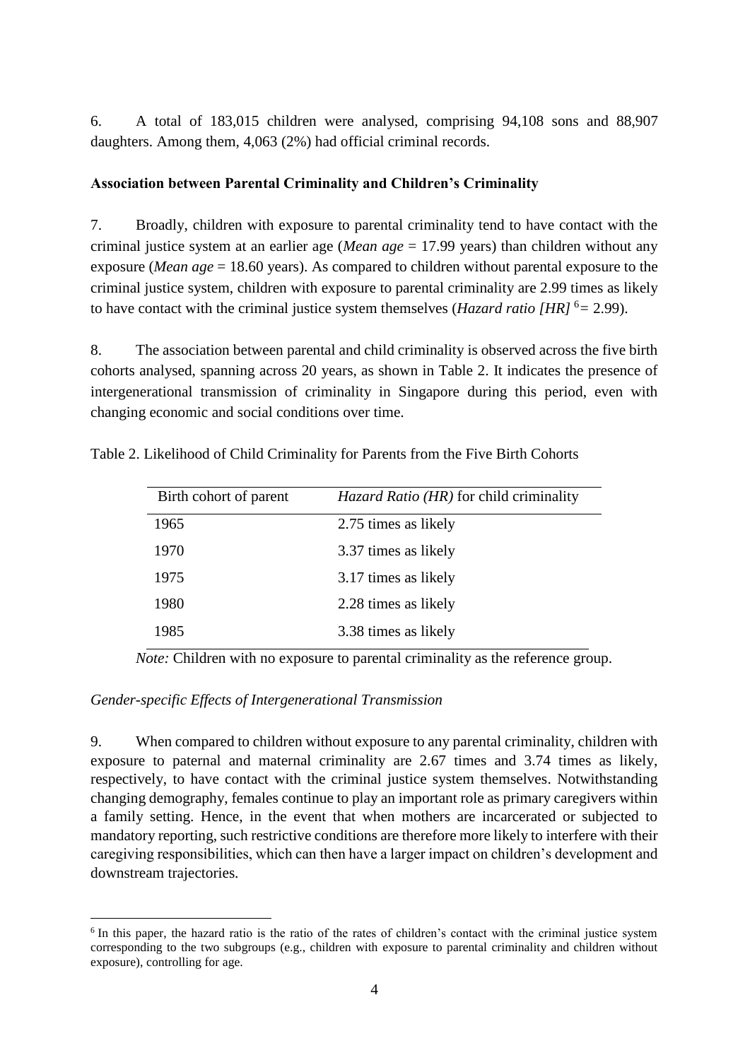6. A total of 183,015 children were analysed, comprising 94,108 sons and 88,907 daughters. Among them, 4,063 (2%) had official criminal records.

**Association between Parental Criminality and Children's Criminality**

7. Broadly, children with exposure to parental criminality tend to have contact with the criminal justice system at an earlier age (*Mean age* = 17.99 years) than children without any exposure (*Mean age* = 18.60 years). As compared to children without parental exposure to the criminal justice system, children with exposure to parental criminality are 2.99 times as likely to have contact with the criminal justice system themselves (*Hazard ratio [HR]* [6] = 2.99).

8. The association between parental and child criminality is observed across the five birth cohorts analysed, spanning across 20 years, as shown in Table 2. It indicates the presence of intergenerational transmission of criminality in Singapore during this period, even with changing economic and social conditions over time.

Table 2. Likelihood of Child Criminality for Parents from the Five Birth Cohorts

| Birth cohort of parent | *Hazard Ratio (HR)* for child criminality |
|---|---|
| 1965 | 2.75 times as likely |
| 1970 | 3.37 times as likely |
| 1975 | 3.17 times as likely |
| 1980 | 2.28 times as likely |
| 1985 | 3.38 times as likely |

*Note:* Children with no exposure to parental criminality as the reference group.

*Gender-specific Effects of Intergenerational Transmission*

9. When compared to children without exposure to any parental criminality, children with exposure to paternal and maternal criminality are 2.67 times and 3.74 times as likely, respectively, to have contact with the criminal justice system themselves. Notwithstanding changing demography, females continue to play an important role as primary caregivers within a family setting. Hence, in the event that when mothers are incarcerated or subjected to mandatory reporting, such restrictive conditions are therefore more likely to interfere with their caregiving responsibilities, which can then have a larger impact on children's development and downstream trajectories.

[6] In this paper, the hazard ratio is the ratio of the rates of children's contact with the criminal justice system corresponding to the two subgroups (e.g., children with exposure to parental criminality and children without exposure), controlling for age.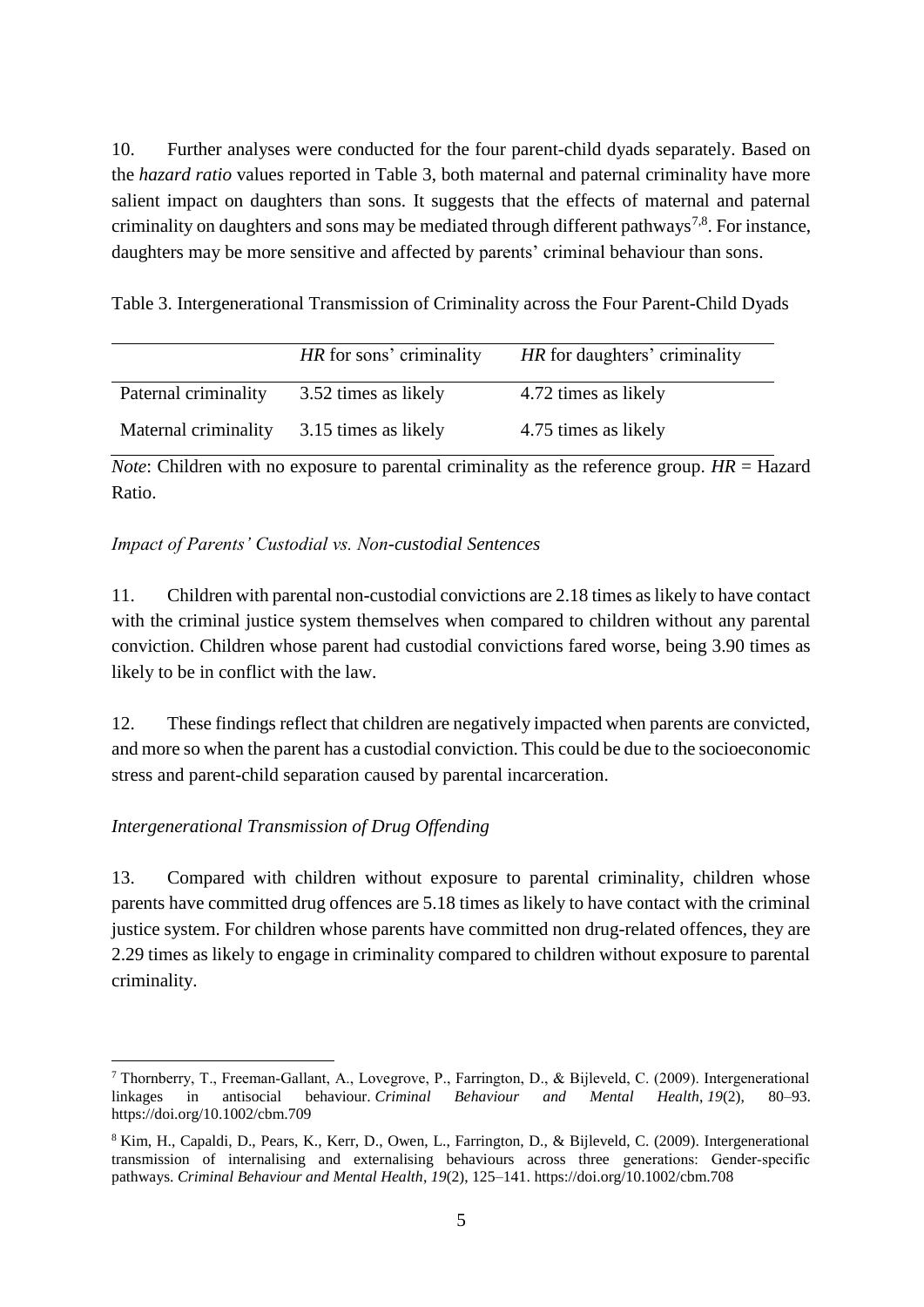10. Further analyses were conducted for the four parent-child dyads separately. Based on the *hazard ratio* values reported in Table 3, both maternal and paternal criminality have more salient impact on daughters than sons. It suggests that the effects of maternal and paternal criminality on daughters and sons may be mediated through different pathways[7,8]. For instance, daughters may be more sensitive and affected by parents' criminal behaviour than sons.

Table 3. Intergenerational Transmission of Criminality across the Four Parent-Child Dyads

| | *HR* for sons' criminality | *HR* for daughters' criminality |
|---|---|---|
| Paternal criminality | 3.52 times as likely | 4.72 times as likely |
| Maternal criminality | 3.15 times as likely | 4.75 times as likely |

*Note*: Children with no exposure to parental criminality as the reference group. *HR* = Hazard Ratio.

*Impact of Parents' Custodial vs. Non-custodial Sentences*

11. Children with parental non-custodial convictions are 2.18 times as likely to have contact with the criminal justice system themselves when compared to children without any parental conviction. Children whose parent had custodial convictions fared worse, being 3.90 times as likely to be in conflict with the law.

12. These findings reflect that children are negatively impacted when parents are convicted, and more so when the parent has a custodial conviction. This could be due to the socioeconomic stress and parent-child separation caused by parental incarceration.

*Intergenerational Transmission of Drug Offending*

13. Compared with children without exposure to parental criminality, children whose parents have committed drug offences are 5.18 times as likely to have contact with the criminal justice system. For children whose parents have committed non drug-related offences, they are 2.29 times as likely to engage in criminality compared to children without exposure to parental criminality.

[7] Thornberry, T., Freeman-Gallant, A., Lovegrove, P., Farrington, D., & Bijleveld, C. (2009). Intergenerational linkages in antisocial behaviour. *Criminal Behaviour and Mental Health*, *19*(2), 80–93. https://doi.org/10.1002/cbm.709

[8] Kim, H., Capaldi, D., Pears, K., Kerr, D., Owen, L., Farrington, D., & Bijleveld, C. (2009). Intergenerational transmission of internalising and externalising behaviours across three generations: Gender-specific pathways. *Criminal Behaviour and Mental Health*, *19*(2), 125–141. https://doi.org/10.1002/cbm.708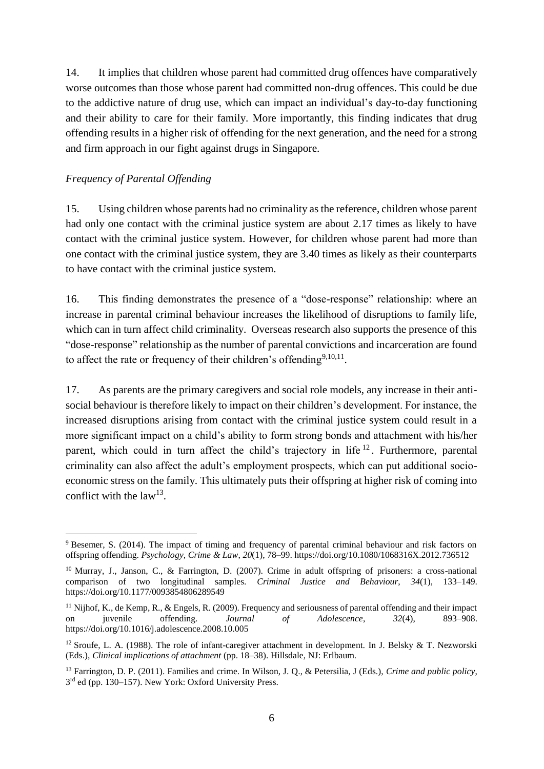14. It implies that children whose parent had committed drug offences have comparatively worse outcomes than those whose parent had committed non-drug offences. This could be due to the addictive nature of drug use, which can impact an individual's day-to-day functioning and their ability to care for their family. More importantly, this finding indicates that drug offending results in a higher risk of offending for the next generation, and the need for a strong and firm approach in our fight against drugs in Singapore.

*Frequency of Parental Offending*

15. Using children whose parents had no criminality as the reference, children whose parent had only one contact with the criminal justice system are about 2.17 times as likely to have contact with the criminal justice system. However, for children whose parent had more than one contact with the criminal justice system, they are 3.40 times as likely as their counterparts to have contact with the criminal justice system.

16. This finding demonstrates the presence of a "dose-response" relationship: where an increase in parental criminal behaviour increases the likelihood of disruptions to family life, which can in turn affect child criminality. Overseas research also supports the presence of this "dose-response" relationship as the number of parental convictions and incarceration are found to affect the rate or frequency of their children's offending[9,10,11].

17. As parents are the primary caregivers and social role models, any increase in their anti-social behaviour is therefore likely to impact on their children's development. For instance, the increased disruptions arising from contact with the criminal justice system could result in a more significant impact on a child's ability to form strong bonds and attachment with his/her parent, which could in turn affect the child's trajectory in life[12]. Furthermore, parental criminality can also affect the adult's employment prospects, which can put additional socio-economic stress on the family. This ultimately puts their offspring at higher risk of coming into conflict with the law[13].

---

[9] Besemer, S. (2014). The impact of timing and frequency of parental criminal behaviour and risk factors on offspring offending. *Psychology, Crime & Law, 20*(1), 78–99. https://doi.org/10.1080/1068316X.2012.736512

[10] Murray, J., Janson, C., & Farrington, D. (2007). Crime in adult offspring of prisoners: a cross-national comparison of two longitudinal samples. *Criminal Justice and Behaviour*, *34*(1), 133–149. https://doi.org/10.1177/0093854806289549

[11] Nijhof, K., de Kemp, R., & Engels, R. (2009). Frequency and seriousness of parental offending and their impact on juvenile offending. *Journal of Adolescence*, *32*(4), 893–908. https://doi.org/10.1016/j.adolescence.2008.10.005

[12] Sroufe, L. A. (1988). The role of infant-caregiver attachment in development. In J. Belsky & T. Nezworski (Eds.), *Clinical implications of attachment* (pp. 18–38). Hillsdale, NJ: Erlbaum.

[13] Farrington, D. P. (2011). Families and crime. In Wilson, J. Q., & Petersilia, J (Eds.), *Crime and public policy*, 3rd ed (pp. 130–157). New York: Oxford University Press.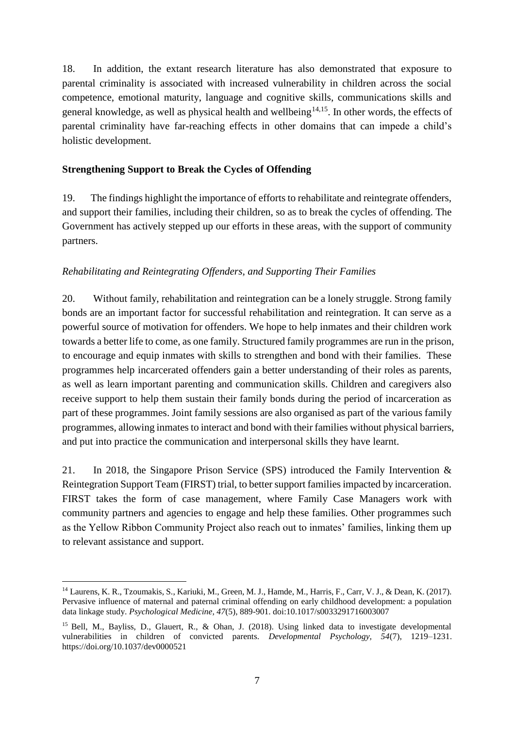18. In addition, the extant research literature has also demonstrated that exposure to parental criminality is associated with increased vulnerability in children across the social competence, emotional maturity, language and cognitive skills, communications skills and general knowledge, as well as physical health and wellbeing[14,15]. In other words, the effects of parental criminality have far-reaching effects in other domains that can impede a child's holistic development.

**Strengthening Support to Break the Cycles of Offending**

19. The findings highlight the importance of efforts to rehabilitate and reintegrate offenders, and support their families, including their children, so as to break the cycles of offending. The Government has actively stepped up our efforts in these areas, with the support of community partners.

*Rehabilitating and Reintegrating Offenders, and Supporting Their Families*

20. Without family, rehabilitation and reintegration can be a lonely struggle. Strong family bonds are an important factor for successful rehabilitation and reintegration. It can serve as a powerful source of motivation for offenders. We hope to help inmates and their children work towards a better life to come, as one family. Structured family programmes are run in the prison, to encourage and equip inmates with skills to strengthen and bond with their families. These programmes help incarcerated offenders gain a better understanding of their roles as parents, as well as learn important parenting and communication skills. Children and caregivers also receive support to help them sustain their family bonds during the period of incarceration as part of these programmes. Joint family sessions are also organised as part of the various family programmes, allowing inmates to interact and bond with their families without physical barriers, and put into practice the communication and interpersonal skills they have learnt.

21. In 2018, the Singapore Prison Service (SPS) introduced the Family Intervention & Reintegration Support Team (FIRST) trial, to better support families impacted by incarceration. FIRST takes the form of case management, where Family Case Managers work with community partners and agencies to engage and help these families. Other programmes such as the Yellow Ribbon Community Project also reach out to inmates' families, linking them up to relevant assistance and support.

---

[14] Laurens, K. R., Tzoumakis, S., Kariuki, M., Green, M. J., Hamde, M., Harris, F., Carr, V. J., & Dean, K. (2017). Pervasive influence of maternal and paternal criminal offending on early childhood development: a population data linkage study. *Psychological Medicine, 47*(5), 889-901. doi:10.1017/s0033291716003007

[15] Bell, M., Bayliss, D., Glauert, R., & Ohan, J. (2018). Using linked data to investigate developmental vulnerabilities in children of convicted parents. *Developmental Psychology, 54*(7), 1219–1231. https://doi.org/10.1037/dev0000521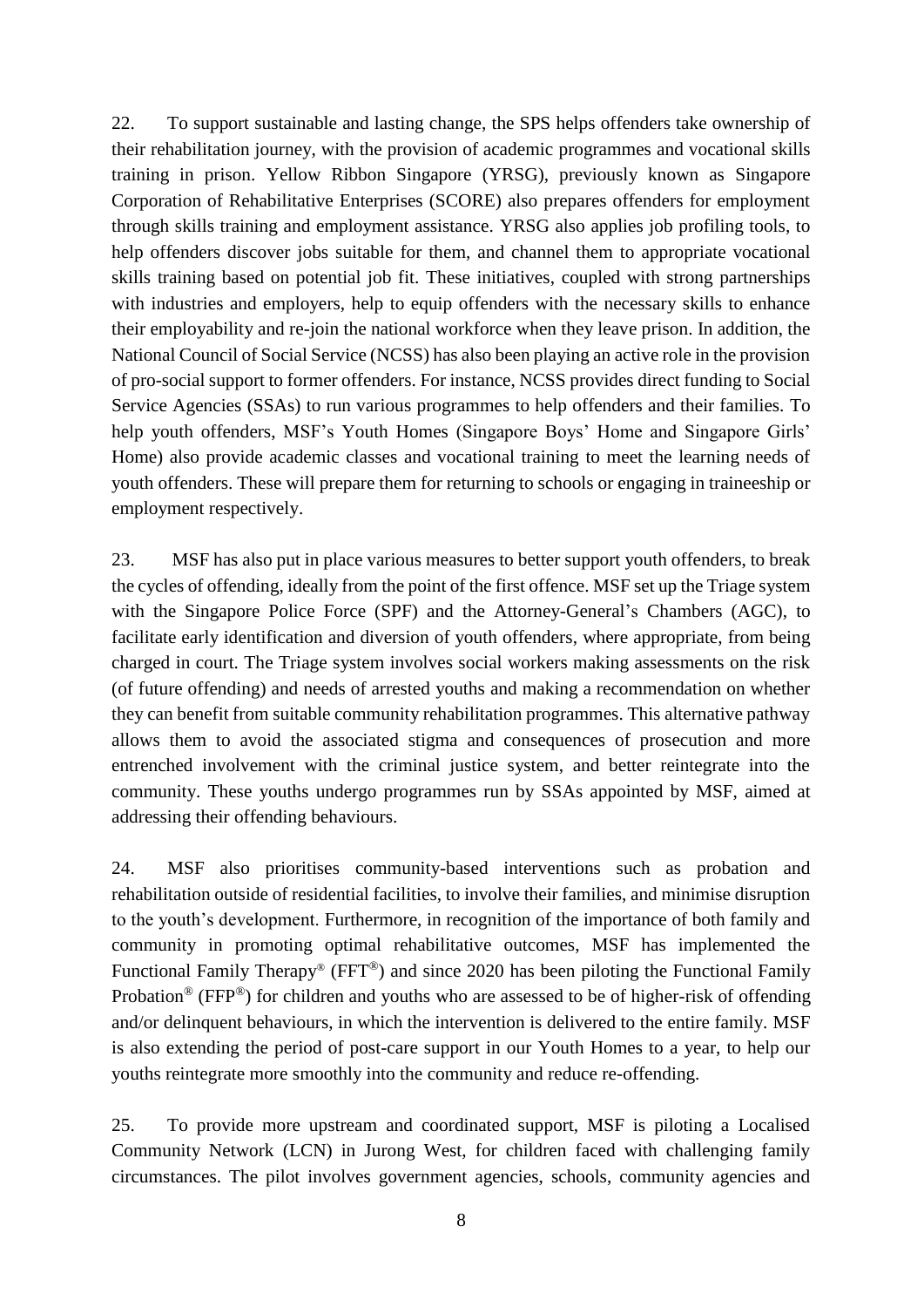22. To support sustainable and lasting change, the SPS helps offenders take ownership of their rehabilitation journey, with the provision of academic programmes and vocational skills training in prison. Yellow Ribbon Singapore (YRSG), previously known as Singapore Corporation of Rehabilitative Enterprises (SCORE) also prepares offenders for employment through skills training and employment assistance. YRSG also applies job profiling tools, to help offenders discover jobs suitable for them, and channel them to appropriate vocational skills training based on potential job fit. These initiatives, coupled with strong partnerships with industries and employers, help to equip offenders with the necessary skills to enhance their employability and re-join the national workforce when they leave prison. In addition, the National Council of Social Service (NCSS) has also been playing an active role in the provision of pro-social support to former offenders. For instance, NCSS provides direct funding to Social Service Agencies (SSAs) to run various programmes to help offenders and their families. To help youth offenders, MSF's Youth Homes (Singapore Boys' Home and Singapore Girls' Home) also provide academic classes and vocational training to meet the learning needs of youth offenders. These will prepare them for returning to schools or engaging in traineeship or employment respectively.

23. MSF has also put in place various measures to better support youth offenders, to break the cycles of offending, ideally from the point of the first offence. MSF set up the Triage system with the Singapore Police Force (SPF) and the Attorney-General's Chambers (AGC), to facilitate early identification and diversion of youth offenders, where appropriate, from being charged in court. The Triage system involves social workers making assessments on the risk (of future offending) and needs of arrested youths and making a recommendation on whether they can benefit from suitable community rehabilitation programmes. This alternative pathway allows them to avoid the associated stigma and consequences of prosecution and more entrenched involvement with the criminal justice system, and better reintegrate into the community. These youths undergo programmes run by SSAs appointed by MSF, aimed at addressing their offending behaviours.

24. MSF also prioritises community-based interventions such as probation and rehabilitation outside of residential facilities, to involve their families, and minimise disruption to the youth's development. Furthermore, in recognition of the importance of both family and community in promoting optimal rehabilitative outcomes, MSF has implemented the Functional Family Therapy® (FFT®) and since 2020 has been piloting the Functional Family Probation® (FFP®) for children and youths who are assessed to be of higher-risk of offending and/or delinquent behaviours, in which the intervention is delivered to the entire family. MSF is also extending the period of post-care support in our Youth Homes to a year, to help our youths reintegrate more smoothly into the community and reduce re-offending.

25. To provide more upstream and coordinated support, MSF is piloting a Localised Community Network (LCN) in Jurong West, for children faced with challenging family circumstances. The pilot involves government agencies, schools, community agencies and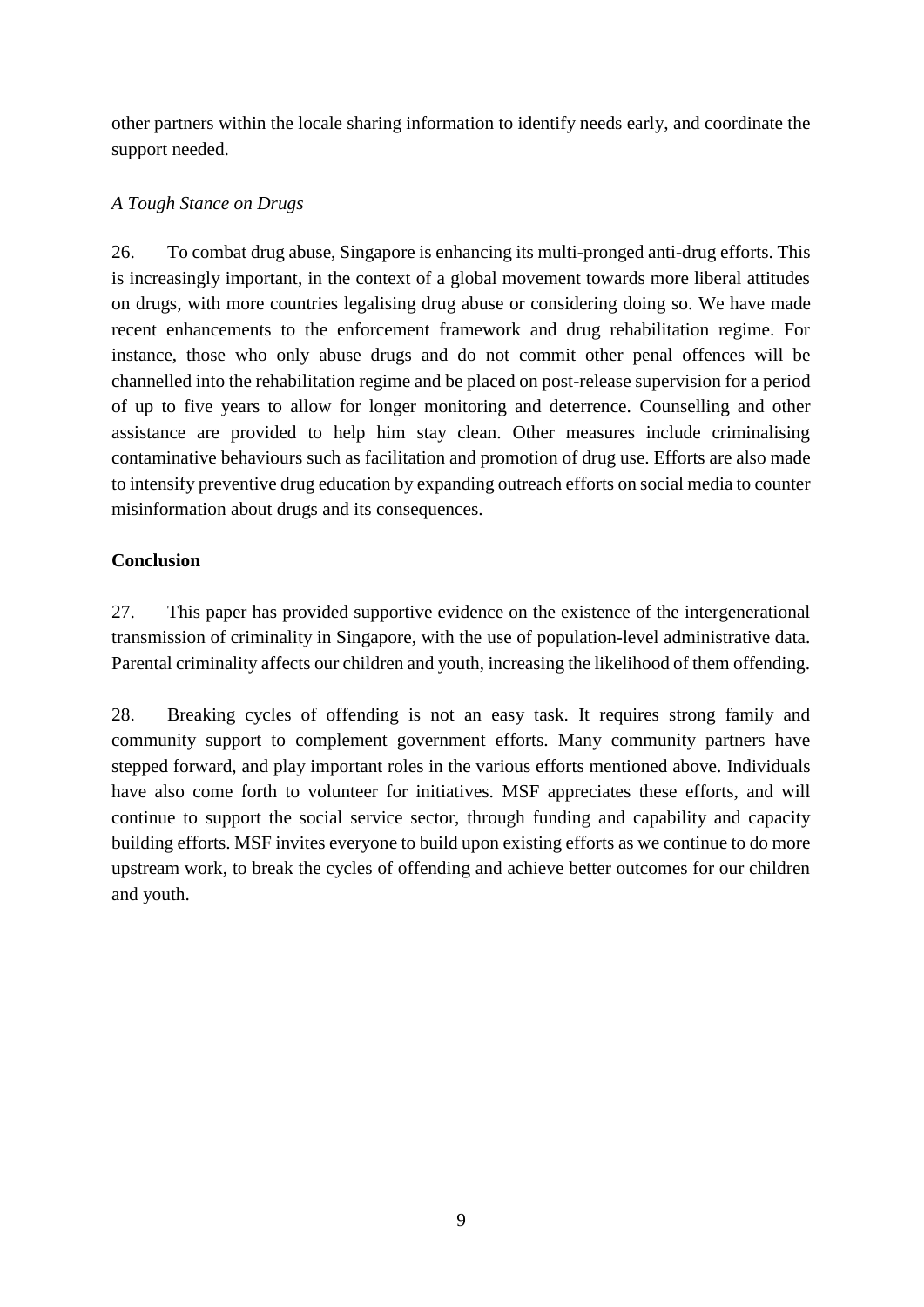other partners within the locale sharing information to identify needs early, and coordinate the support needed.

*A Tough Stance on Drugs*

26. To combat drug abuse, Singapore is enhancing its multi-pronged anti-drug efforts. This is increasingly important, in the context of a global movement towards more liberal attitudes on drugs, with more countries legalising drug abuse or considering doing so. We have made recent enhancements to the enforcement framework and drug rehabilitation regime. For instance, those who only abuse drugs and do not commit other penal offences will be channelled into the rehabilitation regime and be placed on post-release supervision for a period of up to five years to allow for longer monitoring and deterrence. Counselling and other assistance are provided to help him stay clean. Other measures include criminalising contaminative behaviours such as facilitation and promotion of drug use. Efforts are also made to intensify preventive drug education by expanding outreach efforts on social media to counter misinformation about drugs and its consequences.

**Conclusion**

27. This paper has provided supportive evidence on the existence of the intergenerational transmission of criminality in Singapore, with the use of population-level administrative data. Parental criminality affects our children and youth, increasing the likelihood of them offending.

28. Breaking cycles of offending is not an easy task. It requires strong family and community support to complement government efforts. Many community partners have stepped forward, and play important roles in the various efforts mentioned above. Individuals have also come forth to volunteer for initiatives. MSF appreciates these efforts, and will continue to support the social service sector, through funding and capability and capacity building efforts. MSF invites everyone to build upon existing efforts as we continue to do more upstream work, to break the cycles of offending and achieve better outcomes for our children and youth.